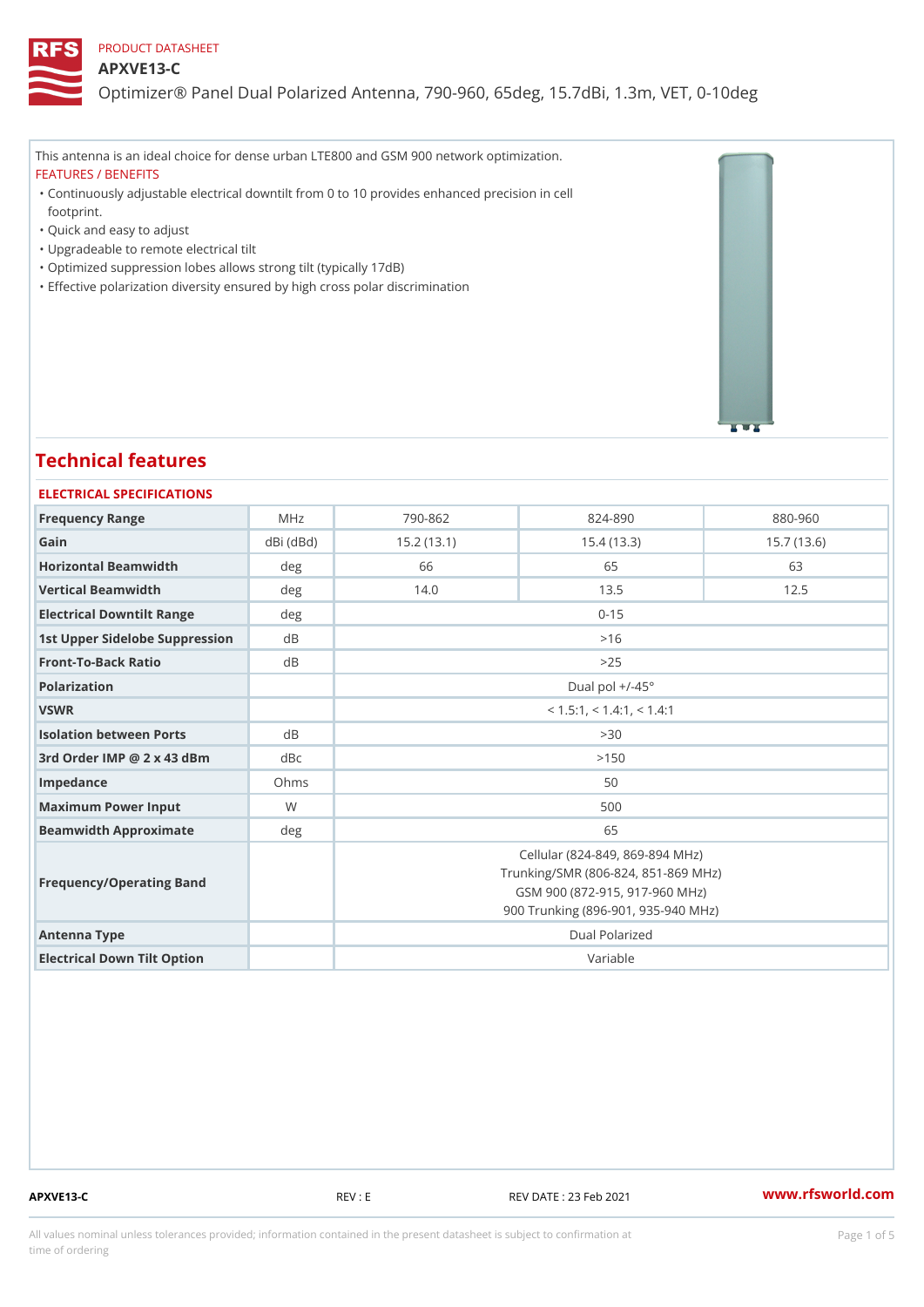PRODUCT DATASHEET

# APXVE13-C

Optimizer® Panel Dual Polarized Antenna, 790-960, 65deg, 15.7dBi, 1.3m, VET, 0-10deg

This antenna is an ideal choice for dense urban LTE800 and GSM 900 network optimization.

FEATURES / BENEFITS

- Continuously adjustable electrical downtilt from 0 to 10 provides enhanced precision in cell footprint.
- Quick and easy to adjust
- Upgradeable to remote electrical tilt
- Optimized suppression lobes allows strong tilt (typically 17dB)
- Effective polarization diversity ensured by high cross polar discrimination

## Technical features

### ELECTRICAL SPECIFICATIONS

| Frequency Range | MHz | 790-862 | 824-890 | 880-960 |
|---|---|---|---|---|
| Gain | dBi (dBd) | 15.2 (13.1) | 15.4 (13.3) | 15.7 (13.6) |
| Horizontal Beamwidth | deg | 66 | 65 | 63 |
| Vertical Beamwidth | deg | 14.0 | 13.5 | 12.5 |
| Electrical Downtilt Range | deg | 0-15 | | |
| 1st Upper Sidelobe Suppression | dB | >16 | | |
| Front-To-Back Ratio | dB | >25 | | |
| Polarization | | Dual pol +/-45° | | |
| VSWR | | < 1.5:1, < 1.4:1, < 1.4:1 | | |
| Isolation between Ports | dB | >30 | | |
| 3rd Order IMP @ 2 x 43 dBm | dBc | >150 | | |
| Impedance | Ohms | 50 | | |
| Maximum Power Input | W | 500 | | |
| Beamwidth Approximate | deg | 65 | | |
| Frequency/Operating Band | | Cellular (824-849, 869-894 MHz)<br>Trunking/SMR (806-824, 851-869 MHz)<br>GSM 900 (872-915, 917-960 MHz)<br>900 Trunking (896-901, 935-940 MHz) | | |
| Antenna Type | | Dual Polarized | | |
| Electrical Down Tilt Option | | Variable | | |

APXVE13-C REV : E REV DATE : 23 Feb 2021 www.rfsworld.com

All values nominal unless tolerances provided; information contained in the present datasheet is subject to confirmation at time of ordering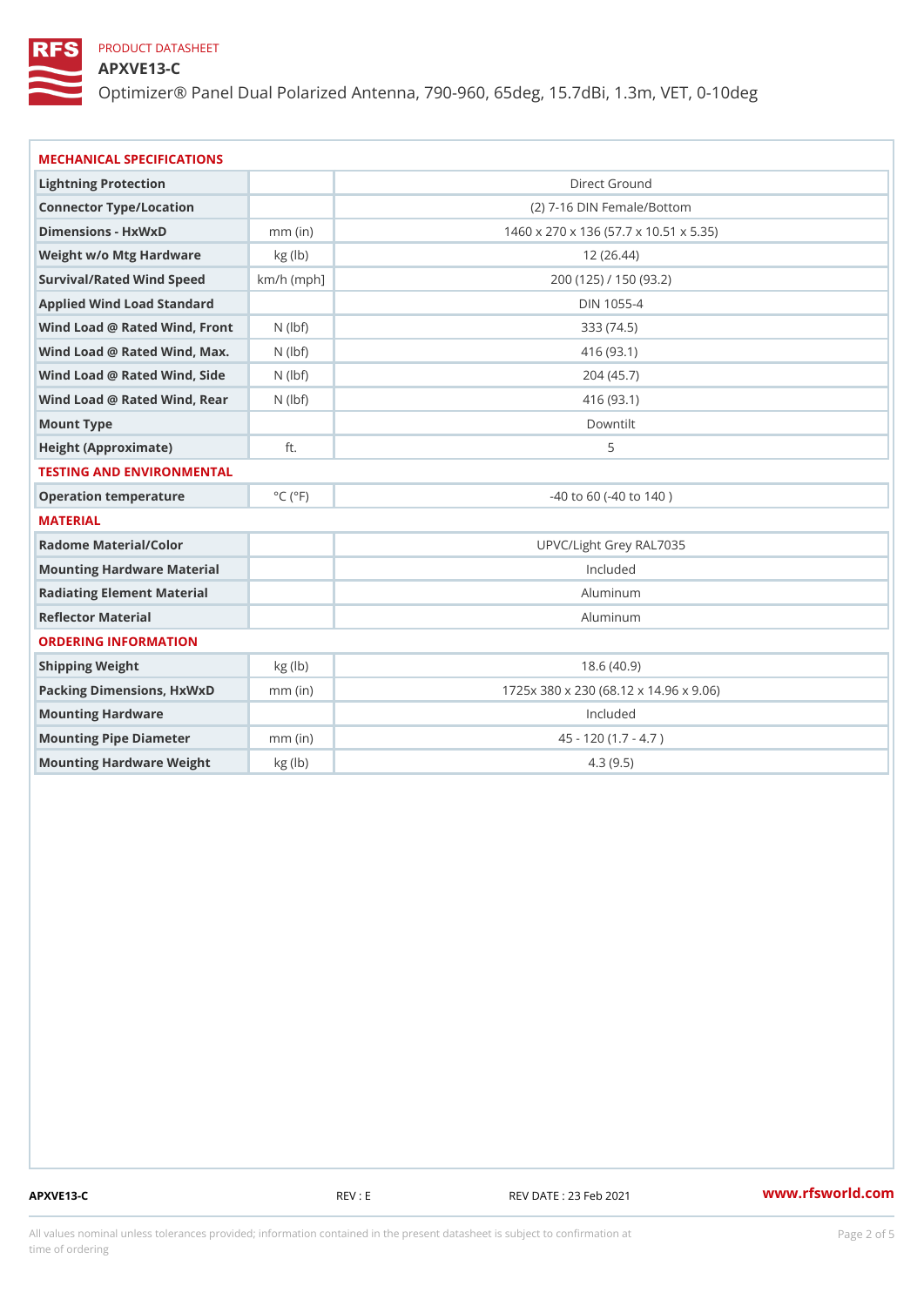PRODUCT DATASHEET

# APXVE13-C

Optimizer® Panel Dual Polarized Antenna, 790-960, 65deg, 15.7dBi, 1.3m, VET, 0-10deg

## MECHANICAL SPECIFICATIONS

| | | |
|---|---|---|
| Lightning Protection | | Direct Ground |
| Connector Type/Location | | (2) 7-16 DIN Female/Bottom |
| Dimensions - HxWxD | mm (in) | 1460 x 270 x 136 (57.7 x 10.51 x 5.35) |
| Weight w/o Mtg Hardware | kg (lb) | 12 (26.44) |
| Survival/Rated Wind Speed | km/h (mph] | 200 (125) / 150 (93.2) |
| Applied Wind Load Standard | | DIN 1055-4 |
| Wind Load @ Rated Wind, Front | N (lbf) | 333 (74.5) |
| Wind Load @ Rated Wind, Max. | N (lbf) | 416 (93.1) |
| Wind Load @ Rated Wind, Side | N (lbf) | 204 (45.7) |
| Wind Load @ Rated Wind, Rear | N (lbf) | 416 (93.1) |
| Mount Type | | Downtilt |
| Height (Approximate) | ft. | 5 |

## TESTING AND ENVIRONMENTAL

| | | |
|---|---|---|
| Operation temperature | °C (°F) | -40 to 60 (-40 to 140 ) |

## MATERIAL

| | | |
|---|---|---|
| Radome Material/Color | | UPVC/Light Grey RAL7035 |
| Mounting Hardware Material | | Included |
| Radiating Element Material | | Aluminum |
| Reflector Material | | Aluminum |

## ORDERING INFORMATION

| | | |
|---|---|---|
| Shipping Weight | kg (lb) | 18.6 (40.9) |
| Packing Dimensions, HxWxD | mm (in) | 1725x 380 x 230 (68.12 x 14.96 x 9.06) |
| Mounting Hardware | | Included |
| Mounting Pipe Diameter | mm (in) | 45 - 120 (1.7 - 4.7 ) |
| Mounting Hardware Weight | kg (lb) | 4.3 (9.5) |

APXVE13-C REV : E REV DATE : 23 Feb 2021 www.rfsworld.com

All values nominal unless tolerances provided; information contained in the present datasheet is subject to confirmation at time of ordering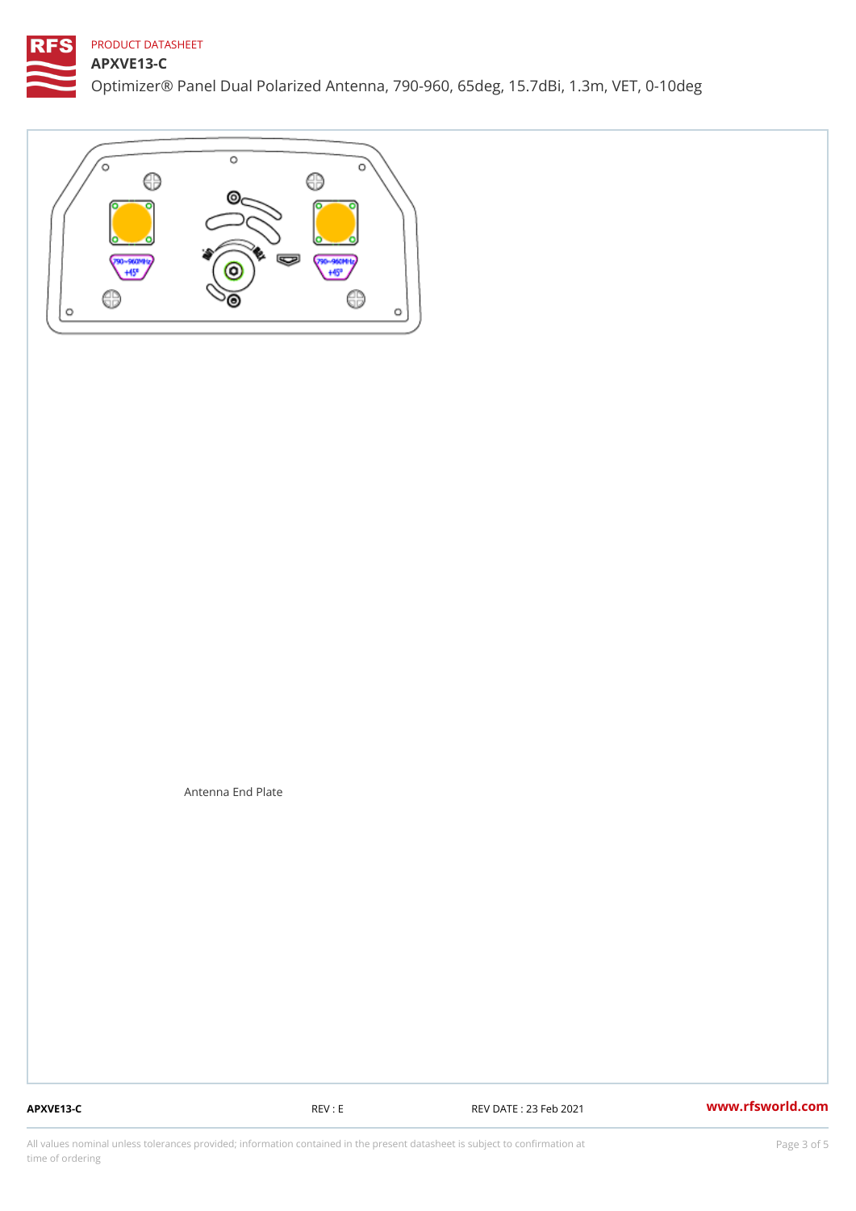PRODUCT DATASHEET

# APXVE13-C

Optimizer® Panel Dual Polarized Antenna, 790-960, 65deg, 15.7dBi, 1.3m, VET, 0-10deg

Antenna End Plate

APXVE13-C REV : E REV DATE : 23 Feb 2021 www.rfsworld.com

All values nominal unless tolerances provided; information contained in the present datasheet is subject to confirmation at time of ordering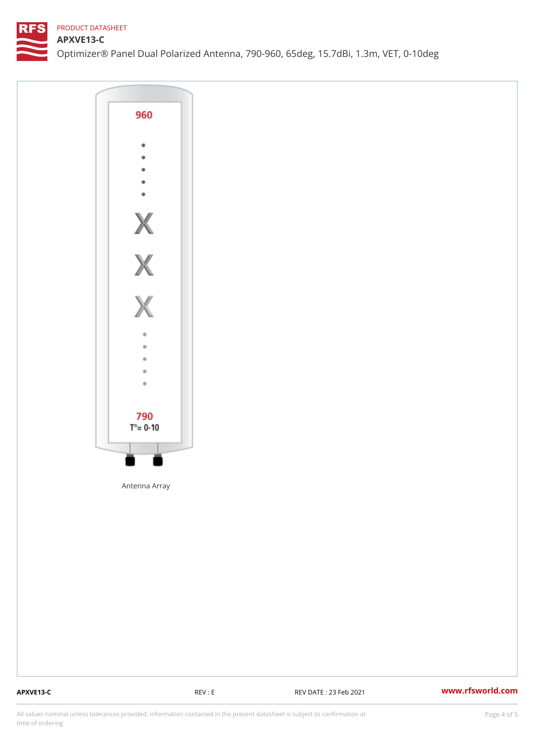PRODUCT DATASHEET

# APXVE13-C

Optimizer® Panel Dual Polarized Antenna, 790-960, 65deg, 15.7dBi, 1.3m, VET, 0-10deg

960

790

T°= 0-10

Antenna Array

APXVE13-C | REV : E | REV DATE : 23 Feb 2021 | www.rfsworld.com

All values nominal unless tolerances provided; information contained in the present datasheet is subject to confirmation at time of ordering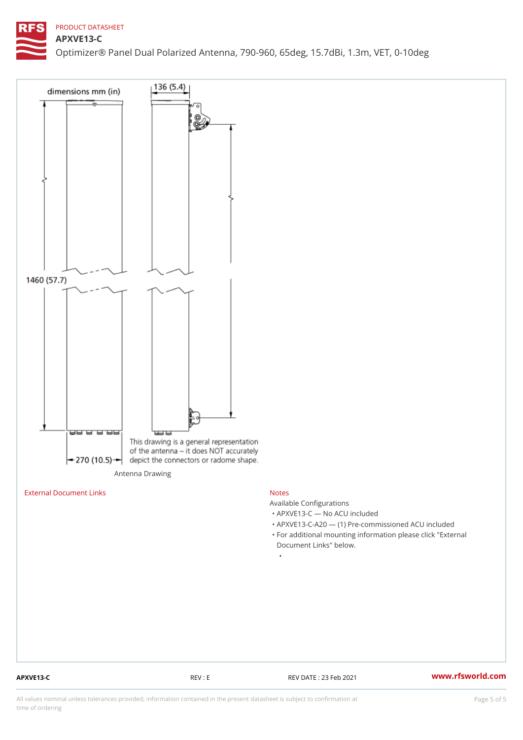PRODUCT DATASHEET

# APXVE13-C

Optimizer® Panel Dual Polarized Antenna, 790-960, 65deg, 15.7dBi, 1.3m, VET, 0-10deg

dimensions mm (in)

136 (5.4)

1460 (57.7)

270 (10.5)

This drawing is a general representation of the antenna – it does NOT accurately depict the connectors or radome shape.

Antenna Drawing

## External Document Links

## Notes

Available Configurations

- APXVE13-C — No ACU included
- APXVE13-C-A20 — (1) Pre-commissioned ACU included
- For additional mounting information please click "External Document Links" below.
- 

APXVE13-C | REV : E | REV DATE : 23 Feb 2021 | www.rfsworld.com

All values nominal unless tolerances provided; information contained in the present datasheet is subject to confirmation at time of ordering